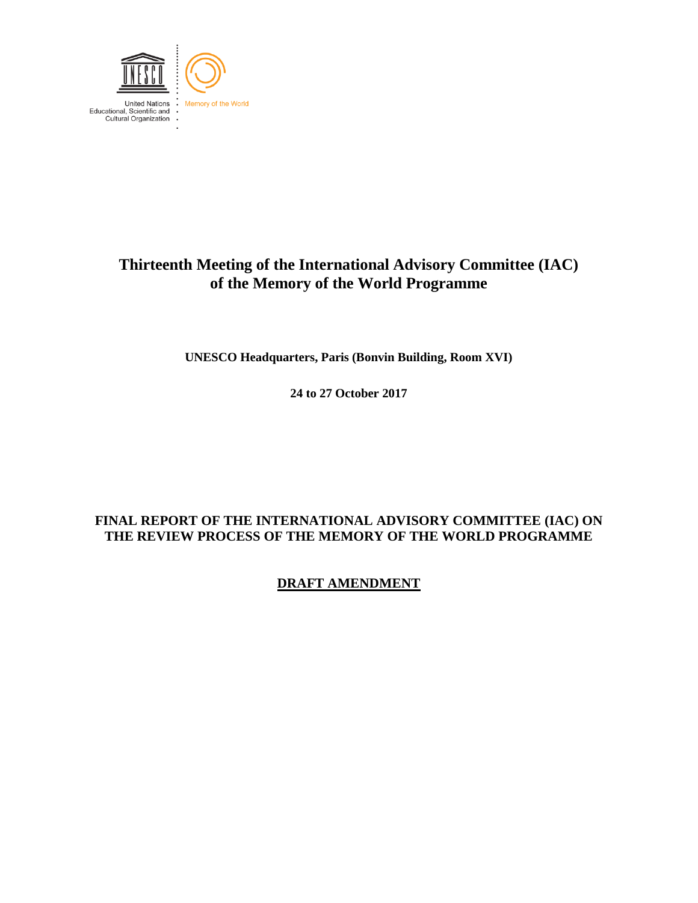United Nations Educational, Scientific and Cultural Organization

Memory of the World

# Thirteenth Meeting of the International Advisory Committee (IAC) of the Memory of the World Programme

**UNESCO Headquarters, Paris (Bonvin Building, Room XVI)**

**24 to 27 October 2017**

## FINAL REPORT OF THE INTERNATIONAL ADVISORY COMMITTEE (IAC) ON THE REVIEW PROCESS OF THE MEMORY OF THE WORLD PROGRAMME

## DRAFT AMENDMENT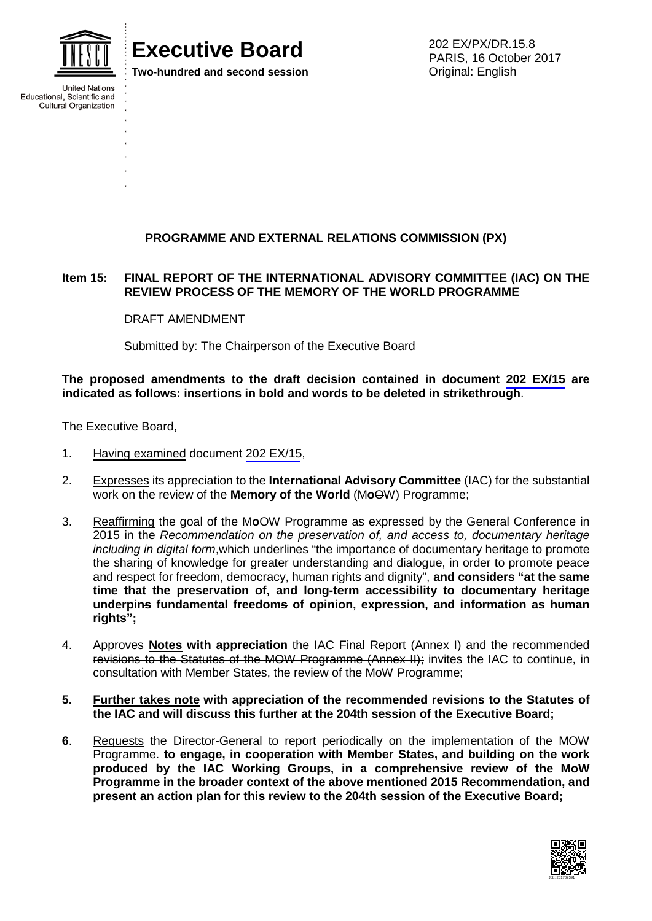Executive Board

Two-hundred and second session

202 EX/PX/DR.15.8
PARIS, 16 October 2017
Original: English

United Nations Educational, Scientific and Cultural Organization

**PROGRAMME AND EXTERNAL RELATIONS COMMISSION (PX)**

**Item 15: FINAL REPORT OF THE INTERNATIONAL ADVISORY COMMITTEE (IAC) ON THE REVIEW PROCESS OF THE MEMORY OF THE WORLD PROGRAMME**

DRAFT AMENDMENT

Submitted by: The Chairperson of the Executive Board

**The proposed amendments to the draft decision contained in document 202 EX/15 are indicated as follows: insertions in bold and words to be deleted in strikethrough**.

The Executive Board,

1. Having examined document 202 EX/15,

2. Expresses its appreciation to the **International Advisory Committee** (IAC) for the substantial work on the review of the **Memory of the World** (M**o**~~O~~W) Programme;

3. Reaffirming the goal of the M**o**~~O~~W Programme as expressed by the General Conference in 2015 in the *Recommendation on the preservation of, and access to, documentary heritage including in digital form*,which underlines "the importance of documentary heritage to promote the sharing of knowledge for greater understanding and dialogue, in order to promote peace and respect for freedom, democracy, human rights and dignity", **and considers "at the same time that the preservation of, and long-term accessibility to documentary heritage underpins fundamental freedoms of opinion, expression, and information as human rights";**

4. ~~Approves~~ **Notes with appreciation** the IAC Final Report (Annex I) and ~~the recommended revisions to the Statutes of the MOW Programme (Annex II);~~ invites the IAC to continue, in consultation with Member States, the review of the MoW Programme;

**5. Further takes note with appreciation of the recommended revisions to the Statutes of the IAC and will discuss this further at the 204th session of the Executive Board;**

**6**. Requests the Director-General ~~to report periodically on the implementation of the MOW Programme.~~ **to engage, in cooperation with Member States, and building on the work produced by the IAC Working Groups, in a comprehensive review of the MoW Programme in the broader context of the above mentioned 2015 Recommendation, and present an action plan for this review to the 204th session of the Executive Board;**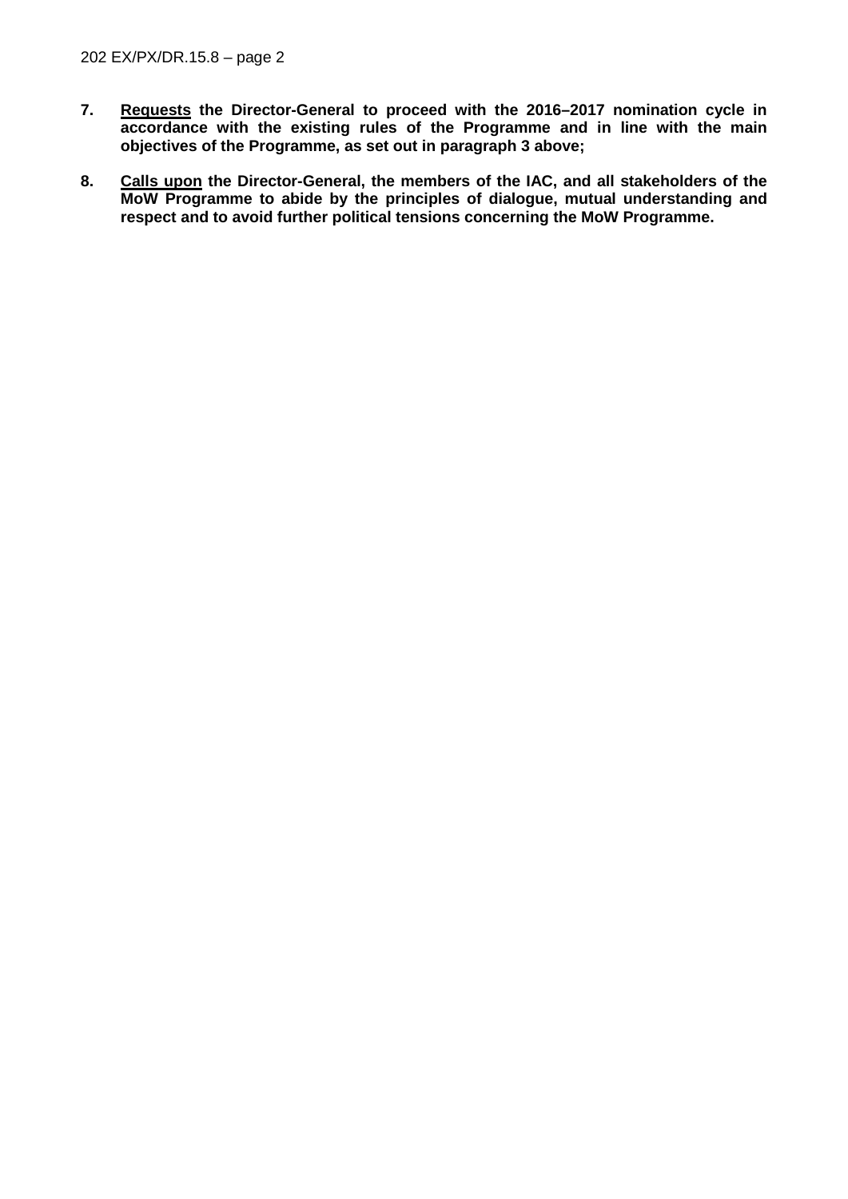7. **__Requests__ the Director-General to proceed with the 2016–2017 nomination cycle in accordance with the existing rules of the Programme and in line with the main objectives of the Programme, as set out in paragraph 3 above;**

8. **__Calls upon__ the Director-General, the members of the IAC, and all stakeholders of the MoW Programme to abide by the principles of dialogue, mutual understanding and respect and to avoid further political tensions concerning the MoW Programme.**